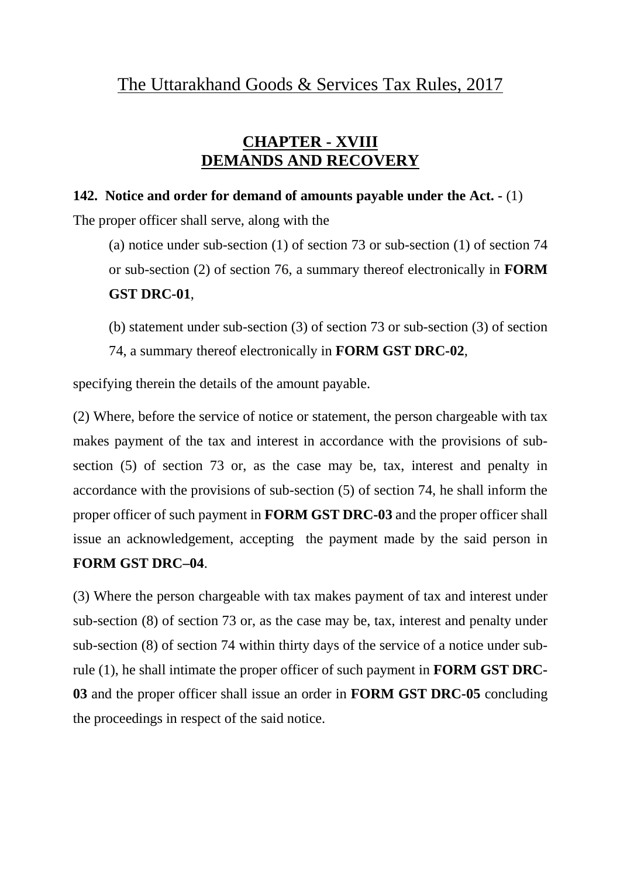# The Uttarakhand Goods & Services Tax Rules, 2017

## CHAPTER - XVIII
## DEMANDS AND RECOVERY

**142. Notice and order for demand of amounts payable under the Act. -** (1) The proper officer shall serve, along with the

(a) notice under sub-section (1) of section 73 or sub-section (1) of section 74 or sub-section (2) of section 76, a summary thereof electronically in **FORM GST DRC-01**,

(b) statement under sub-section (3) of section 73 or sub-section (3) of section 74, a summary thereof electronically in **FORM GST DRC-02**,

specifying therein the details of the amount payable.

(2) Where, before the service of notice or statement, the person chargeable with tax makes payment of the tax and interest in accordance with the provisions of sub-section (5) of section 73 or, as the case may be, tax, interest and penalty in accordance with the provisions of sub-section (5) of section 74, he shall inform the proper officer of such payment in **FORM GST DRC-03** and the proper officer shall issue an acknowledgement, accepting the payment made by the said person in **FORM GST DRC–04**.

(3) Where the person chargeable with tax makes payment of tax and interest under sub-section (8) of section 73 or, as the case may be, tax, interest and penalty under sub-section (8) of section 74 within thirty days of the service of a notice under sub-rule (1), he shall intimate the proper officer of such payment in **FORM GST DRC-03** and the proper officer shall issue an order in **FORM GST DRC-05** concluding the proceedings in respect of the said notice.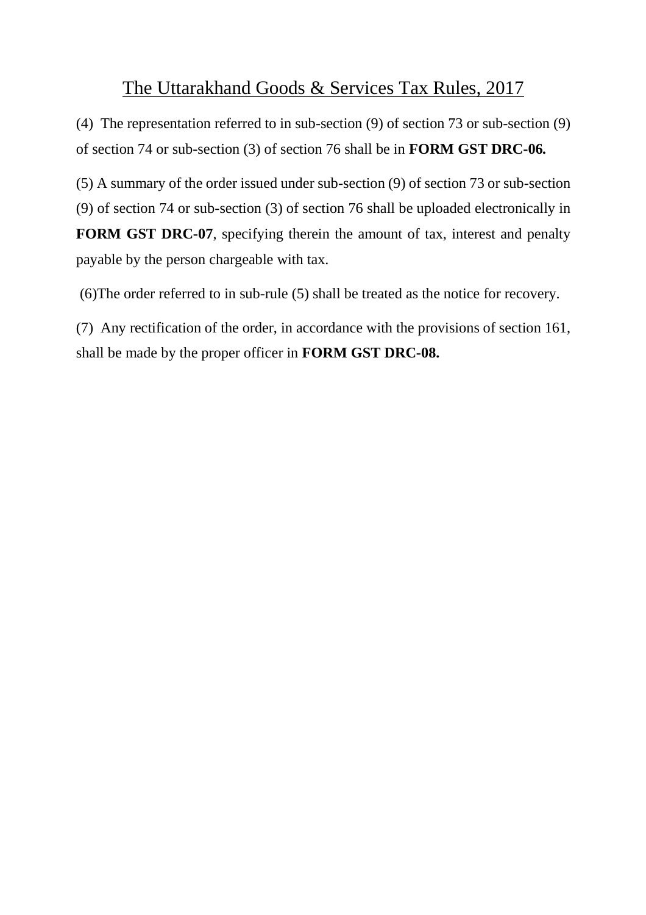(4) The representation referred to in sub-section (9) of section 73 or sub-section (9) of section 74 or sub-section (3) of section 76 shall be in **FORM GST DRC-06.**

(5) A summary of the order issued under sub-section (9) of section 73 or sub-section (9) of section 74 or sub-section (3) of section 76 shall be uploaded electronically in **FORM GST DRC-07**, specifying therein the amount of tax, interest and penalty payable by the person chargeable with tax.

(6)The order referred to in sub-rule (5) shall be treated as the notice for recovery.

(7) Any rectification of the order, in accordance with the provisions of section 161, shall be made by the proper officer in **FORM GST DRC-08.**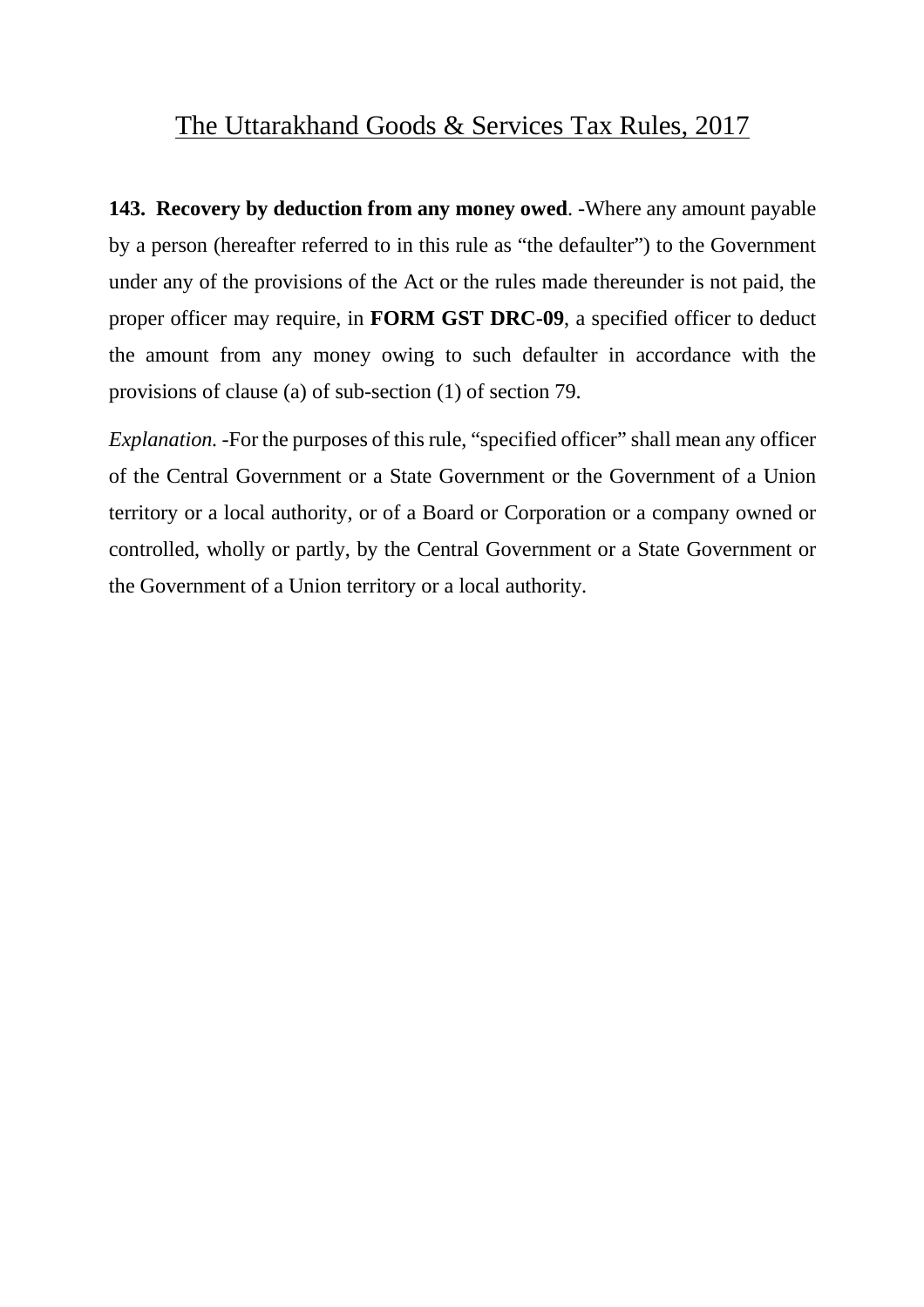The Uttarakhand Goods & Services Tax Rules, 2017

**143. Recovery by deduction from any money owed**. -Where any amount payable by a person (hereafter referred to in this rule as "the defaulter") to the Government under any of the provisions of the Act or the rules made thereunder is not paid, the proper officer may require, in **FORM GST DRC-09**, a specified officer to deduct the amount from any money owing to such defaulter in accordance with the provisions of clause (a) of sub-section (1) of section 79.

*Explanation.* -For the purposes of this rule, "specified officer" shall mean any officer of the Central Government or a State Government or the Government of a Union territory or a local authority, or of a Board or Corporation or a company owned or controlled, wholly or partly, by the Central Government or a State Government or the Government of a Union territory or a local authority.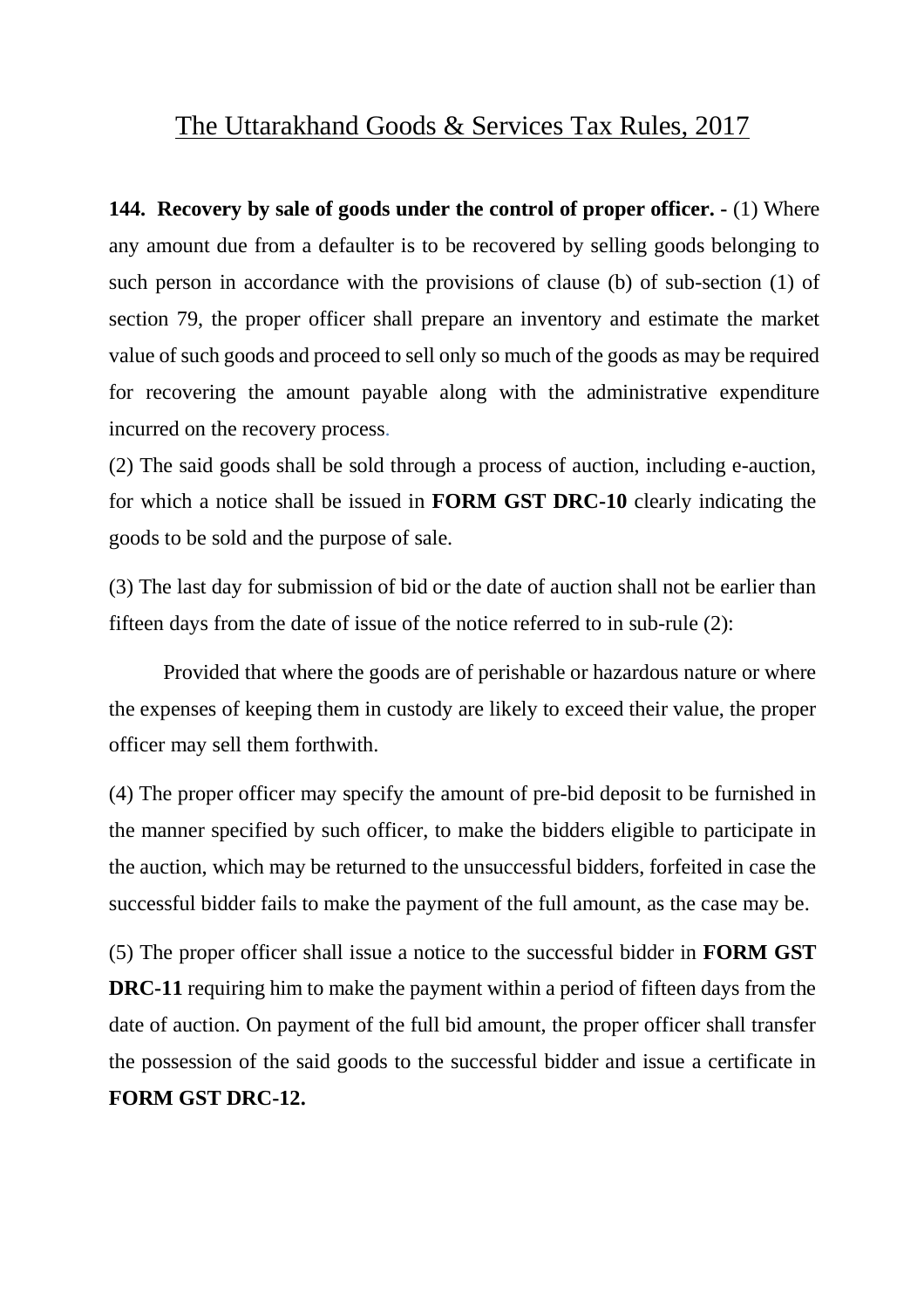# The Uttarakhand Goods & Services Tax Rules, 2017

**144. Recovery by sale of goods under the control of proper officer. -** (1) Where any amount due from a defaulter is to be recovered by selling goods belonging to such person in accordance with the provisions of clause (b) of sub-section (1) of section 79, the proper officer shall prepare an inventory and estimate the market value of such goods and proceed to sell only so much of the goods as may be required for recovering the amount payable along with the administrative expenditure incurred on the recovery process.

(2) The said goods shall be sold through a process of auction, including e-auction, for which a notice shall be issued in **FORM GST DRC-10** clearly indicating the goods to be sold and the purpose of sale.

(3) The last day for submission of bid or the date of auction shall not be earlier than fifteen days from the date of issue of the notice referred to in sub-rule (2):

Provided that where the goods are of perishable or hazardous nature or where the expenses of keeping them in custody are likely to exceed their value, the proper officer may sell them forthwith.

(4) The proper officer may specify the amount of pre-bid deposit to be furnished in the manner specified by such officer, to make the bidders eligible to participate in the auction, which may be returned to the unsuccessful bidders, forfeited in case the successful bidder fails to make the payment of the full amount, as the case may be.

(5) The proper officer shall issue a notice to the successful bidder in **FORM GST DRC-11** requiring him to make the payment within a period of fifteen days from the date of auction. On payment of the full bid amount, the proper officer shall transfer the possession of the said goods to the successful bidder and issue a certificate in **FORM GST DRC-12.**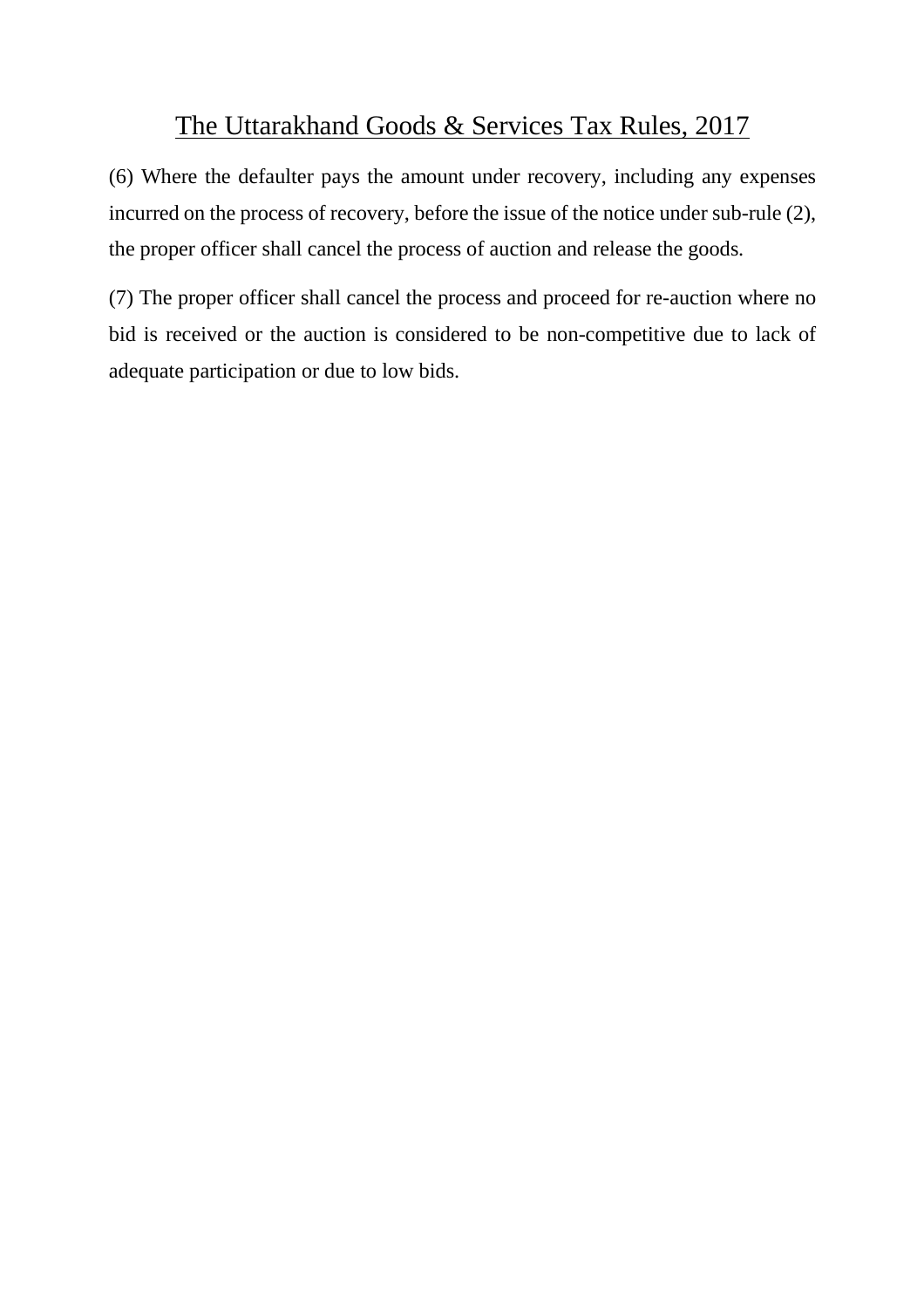(6) Where the defaulter pays the amount under recovery, including any expenses incurred on the process of recovery, before the issue of the notice under sub-rule (2), the proper officer shall cancel the process of auction and release the goods.

(7) The proper officer shall cancel the process and proceed for re-auction where no bid is received or the auction is considered to be non-competitive due to lack of adequate participation or due to low bids.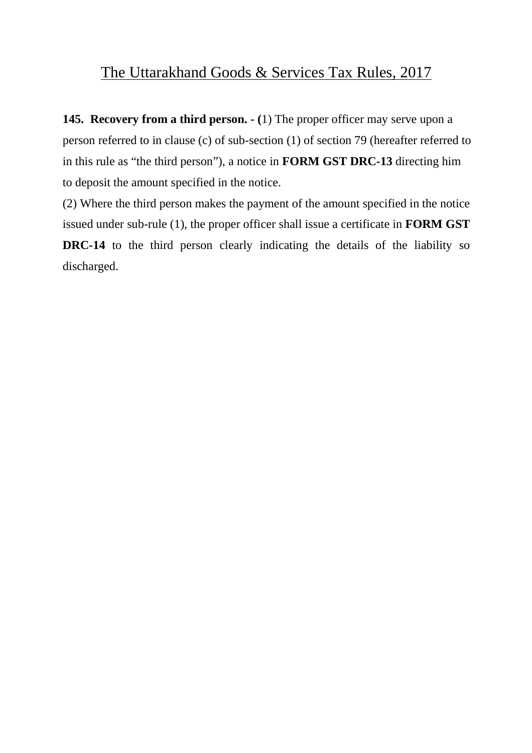# The Uttarakhand Goods & Services Tax Rules, 2017

**145. Recovery from a third person. - (**1) The proper officer may serve upon a person referred to in clause (c) of sub-section (1) of section 79 (hereafter referred to in this rule as "the third person"), a notice in **FORM GST DRC-13** directing him to deposit the amount specified in the notice.

(2) Where the third person makes the payment of the amount specified in the notice issued under sub-rule (1), the proper officer shall issue a certificate in **FORM GST DRC-14** to the third person clearly indicating the details of the liability so discharged.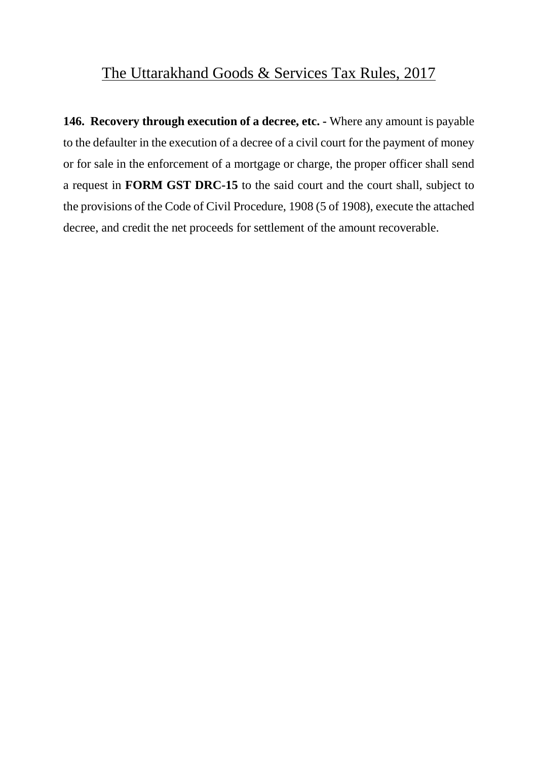The Uttarakhand Goods & Services Tax Rules, 2017

**146. Recovery through execution of a decree, etc. -** Where any amount is payable to the defaulter in the execution of a decree of a civil court for the payment of money or for sale in the enforcement of a mortgage or charge, the proper officer shall send a request in **FORM GST DRC-15** to the said court and the court shall, subject to the provisions of the Code of Civil Procedure, 1908 (5 of 1908), execute the attached decree, and credit the net proceeds for settlement of the amount recoverable.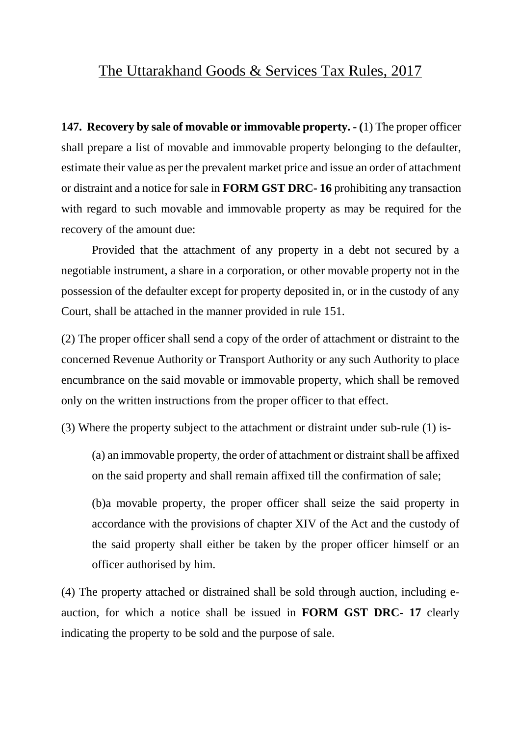The Uttarakhand Goods & Services Tax Rules, 2017

**147. Recovery by sale of movable or immovable property. - (**1) The proper officer shall prepare a list of movable and immovable property belonging to the defaulter, estimate their value as per the prevalent market price and issue an order of attachment or distraint and a notice for sale in **FORM GST DRC- 16** prohibiting any transaction with regard to such movable and immovable property as may be required for the recovery of the amount due:

Provided that the attachment of any property in a debt not secured by a negotiable instrument, a share in a corporation, or other movable property not in the possession of the defaulter except for property deposited in, or in the custody of any Court, shall be attached in the manner provided in rule 151.

(2) The proper officer shall send a copy of the order of attachment or distraint to the concerned Revenue Authority or Transport Authority or any such Authority to place encumbrance on the said movable or immovable property, which shall be removed only on the written instructions from the proper officer to that effect.

(3) Where the property subject to the attachment or distraint under sub-rule (1) is-

(a) an immovable property, the order of attachment or distraint shall be affixed on the said property and shall remain affixed till the confirmation of sale;

(b)a movable property, the proper officer shall seize the said property in accordance with the provisions of chapter XIV of the Act and the custody of the said property shall either be taken by the proper officer himself or an officer authorised by him.

(4) The property attached or distrained shall be sold through auction, including e-auction, for which a notice shall be issued in **FORM GST DRC- 17** clearly indicating the property to be sold and the purpose of sale.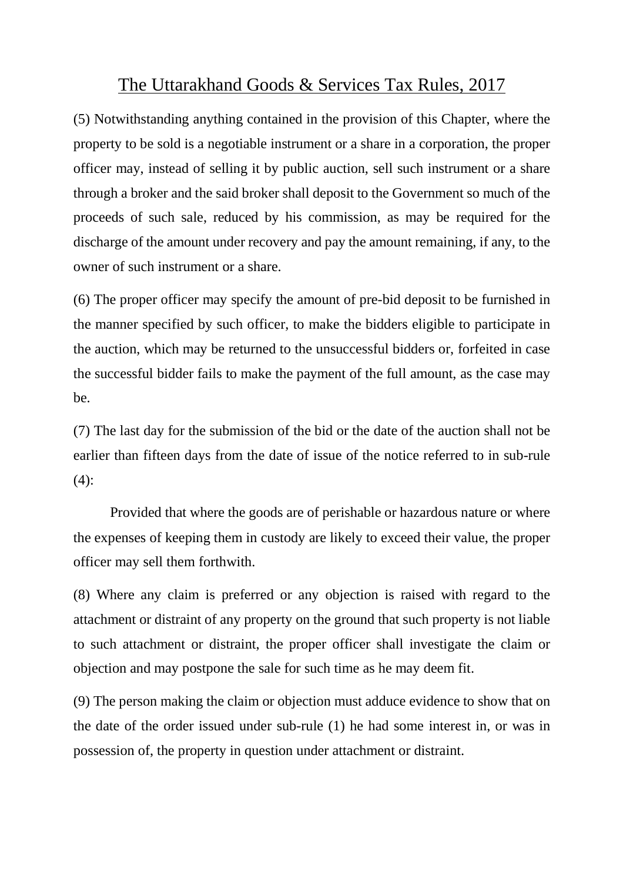(5) Notwithstanding anything contained in the provision of this Chapter, where the property to be sold is a negotiable instrument or a share in a corporation, the proper officer may, instead of selling it by public auction, sell such instrument or a share through a broker and the said broker shall deposit to the Government so much of the proceeds of such sale, reduced by his commission, as may be required for the discharge of the amount under recovery and pay the amount remaining, if any, to the owner of such instrument or a share.

(6) The proper officer may specify the amount of pre-bid deposit to be furnished in the manner specified by such officer, to make the bidders eligible to participate in the auction, which may be returned to the unsuccessful bidders or, forfeited in case the successful bidder fails to make the payment of the full amount, as the case may be.

(7) The last day for the submission of the bid or the date of the auction shall not be earlier than fifteen days from the date of issue of the notice referred to in sub-rule (4):

Provided that where the goods are of perishable or hazardous nature or where the expenses of keeping them in custody are likely to exceed their value, the proper officer may sell them forthwith.

(8) Where any claim is preferred or any objection is raised with regard to the attachment or distraint of any property on the ground that such property is not liable to such attachment or distraint, the proper officer shall investigate the claim or objection and may postpone the sale for such time as he may deem fit.

(9) The person making the claim or objection must adduce evidence to show that on the date of the order issued under sub-rule (1) he had some interest in, or was in possession of, the property in question under attachment or distraint.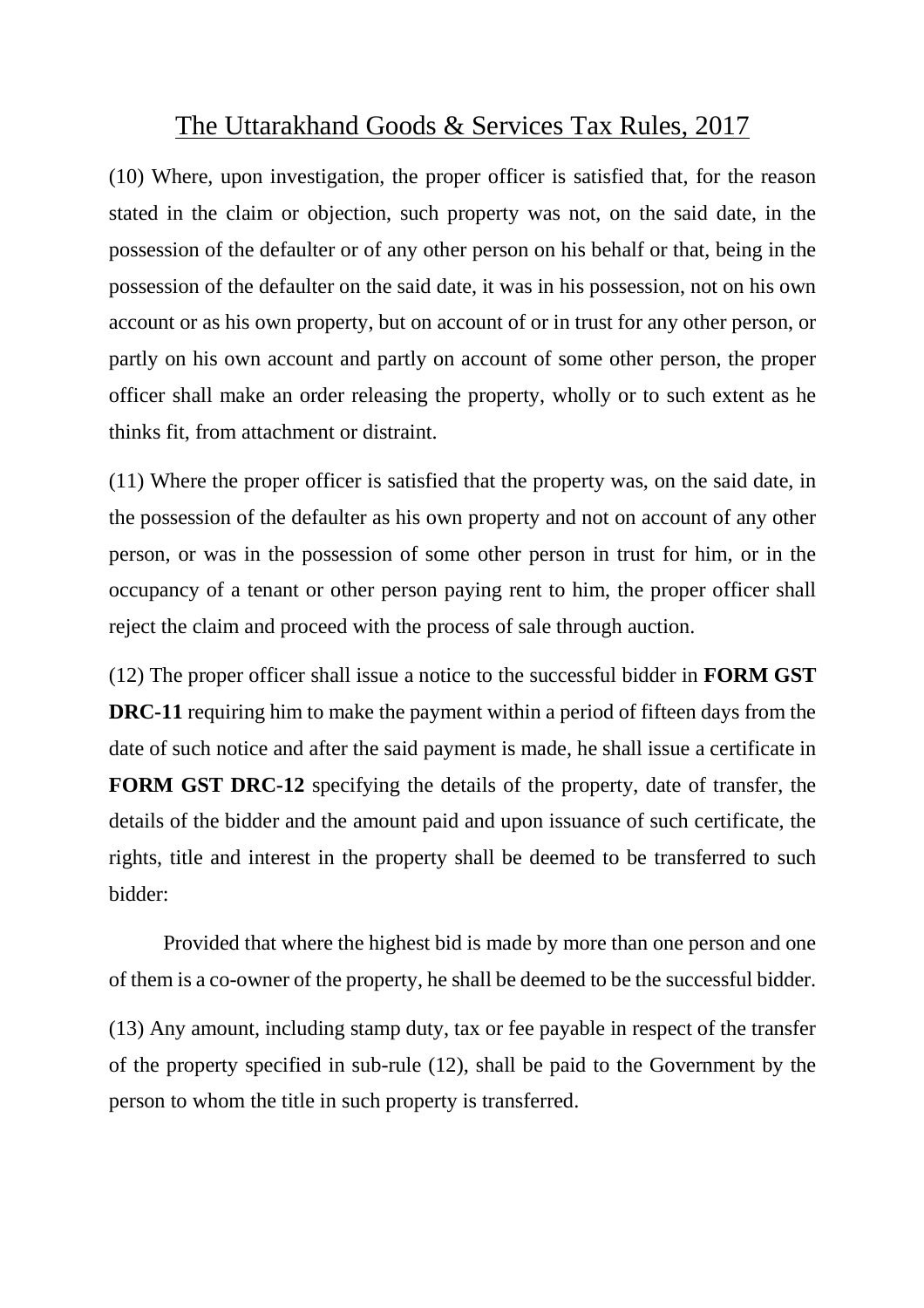(10) Where, upon investigation, the proper officer is satisfied that, for the reason stated in the claim or objection, such property was not, on the said date, in the possession of the defaulter or of any other person on his behalf or that, being in the possession of the defaulter on the said date, it was in his possession, not on his own account or as his own property, but on account of or in trust for any other person, or partly on his own account and partly on account of some other person, the proper officer shall make an order releasing the property, wholly or to such extent as he thinks fit, from attachment or distraint.

(11) Where the proper officer is satisfied that the property was, on the said date, in the possession of the defaulter as his own property and not on account of any other person, or was in the possession of some other person in trust for him, or in the occupancy of a tenant or other person paying rent to him, the proper officer shall reject the claim and proceed with the process of sale through auction.

(12) The proper officer shall issue a notice to the successful bidder in **FORM GST DRC-11** requiring him to make the payment within a period of fifteen days from the date of such notice and after the said payment is made, he shall issue a certificate in **FORM GST DRC-12** specifying the details of the property, date of transfer, the details of the bidder and the amount paid and upon issuance of such certificate, the rights, title and interest in the property shall be deemed to be transferred to such bidder:

Provided that where the highest bid is made by more than one person and one of them is a co-owner of the property, he shall be deemed to be the successful bidder.

(13) Any amount, including stamp duty, tax or fee payable in respect of the transfer of the property specified in sub-rule (12), shall be paid to the Government by the person to whom the title in such property is transferred.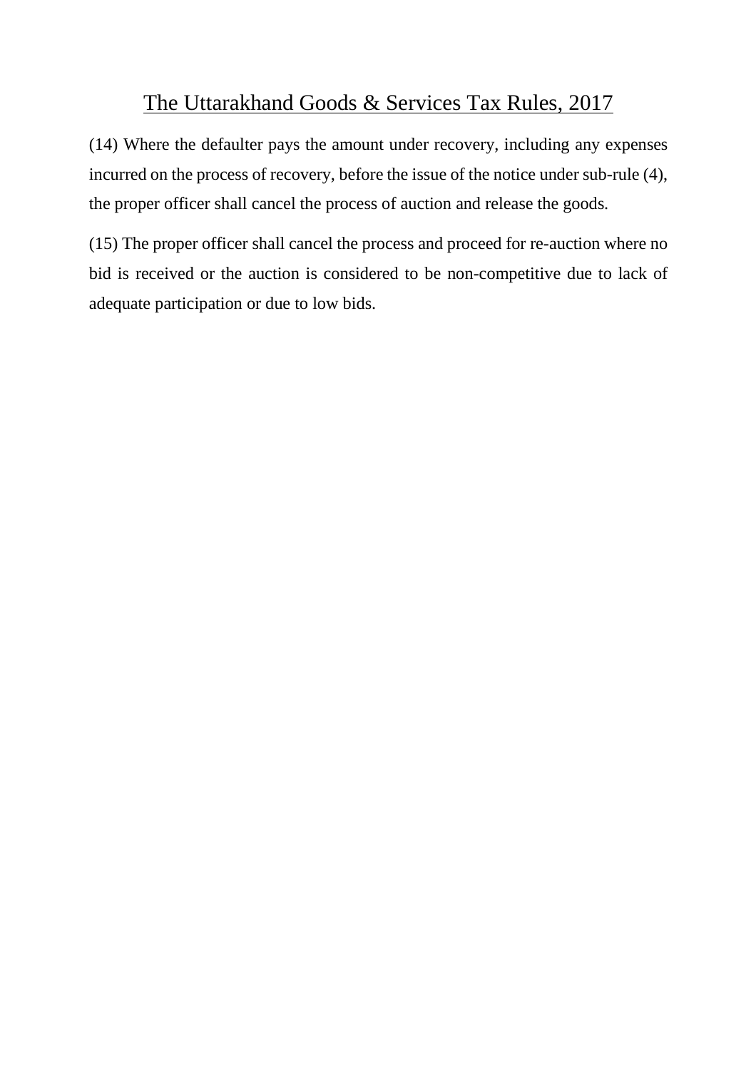(14) Where the defaulter pays the amount under recovery, including any expenses incurred on the process of recovery, before the issue of the notice under sub-rule (4), the proper officer shall cancel the process of auction and release the goods.

(15) The proper officer shall cancel the process and proceed for re-auction where no bid is received or the auction is considered to be non-competitive due to lack of adequate participation or due to low bids.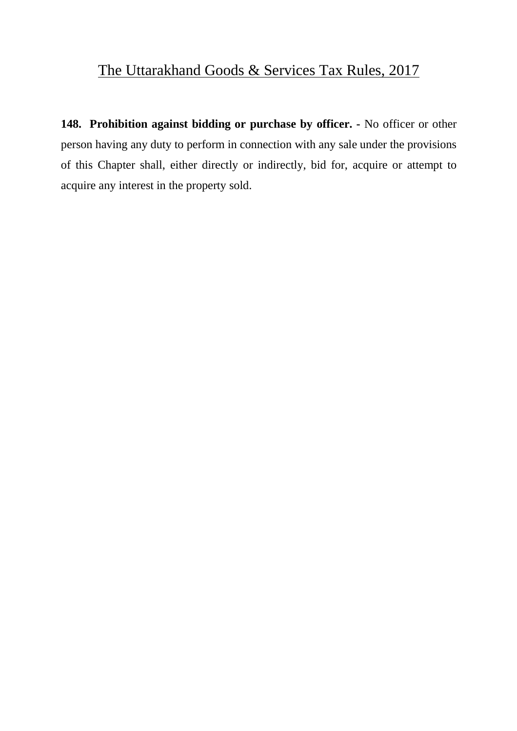**148. Prohibition against bidding or purchase by officer. -** No officer or other person having any duty to perform in connection with any sale under the provisions of this Chapter shall, either directly or indirectly, bid for, acquire or attempt to acquire any interest in the property sold.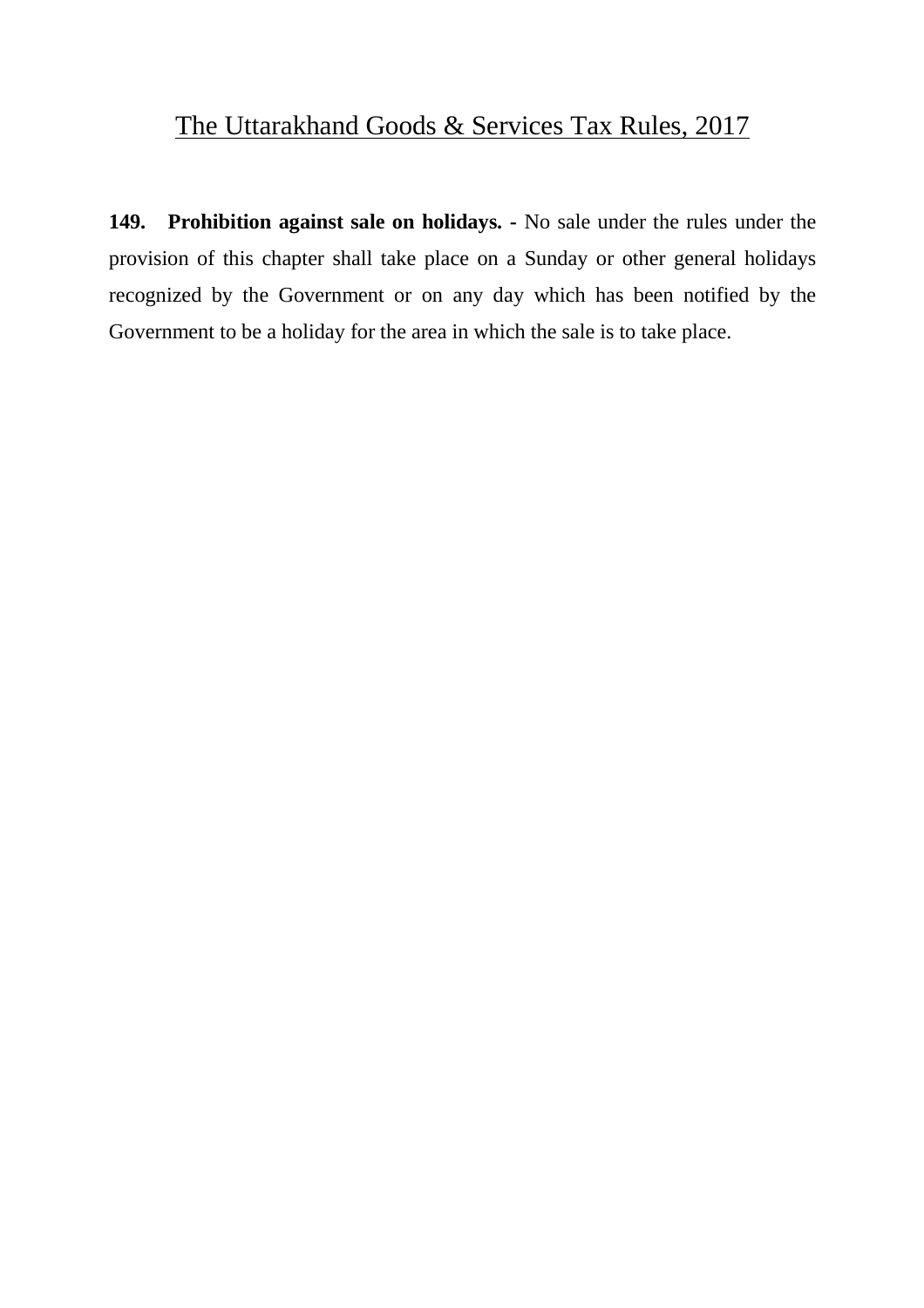The Uttarakhand Goods & Services Tax Rules, 2017

**149. Prohibition against sale on holidays. -** No sale under the rules under the provision of this chapter shall take place on a Sunday or other general holidays recognized by the Government or on any day which has been notified by the Government to be a holiday for the area in which the sale is to take place.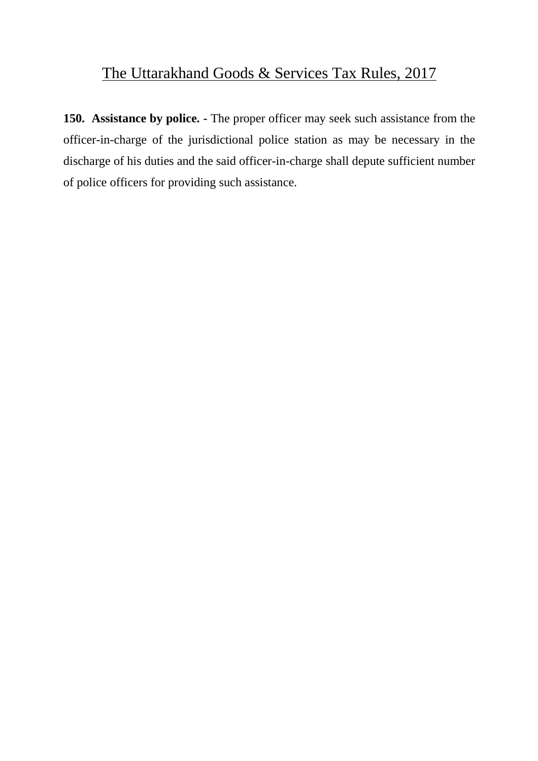The Uttarakhand Goods & Services Tax Rules, 2017

**150. Assistance by police. -** The proper officer may seek such assistance from the officer-in-charge of the jurisdictional police station as may be necessary in the discharge of his duties and the said officer-in-charge shall depute sufficient number of police officers for providing such assistance.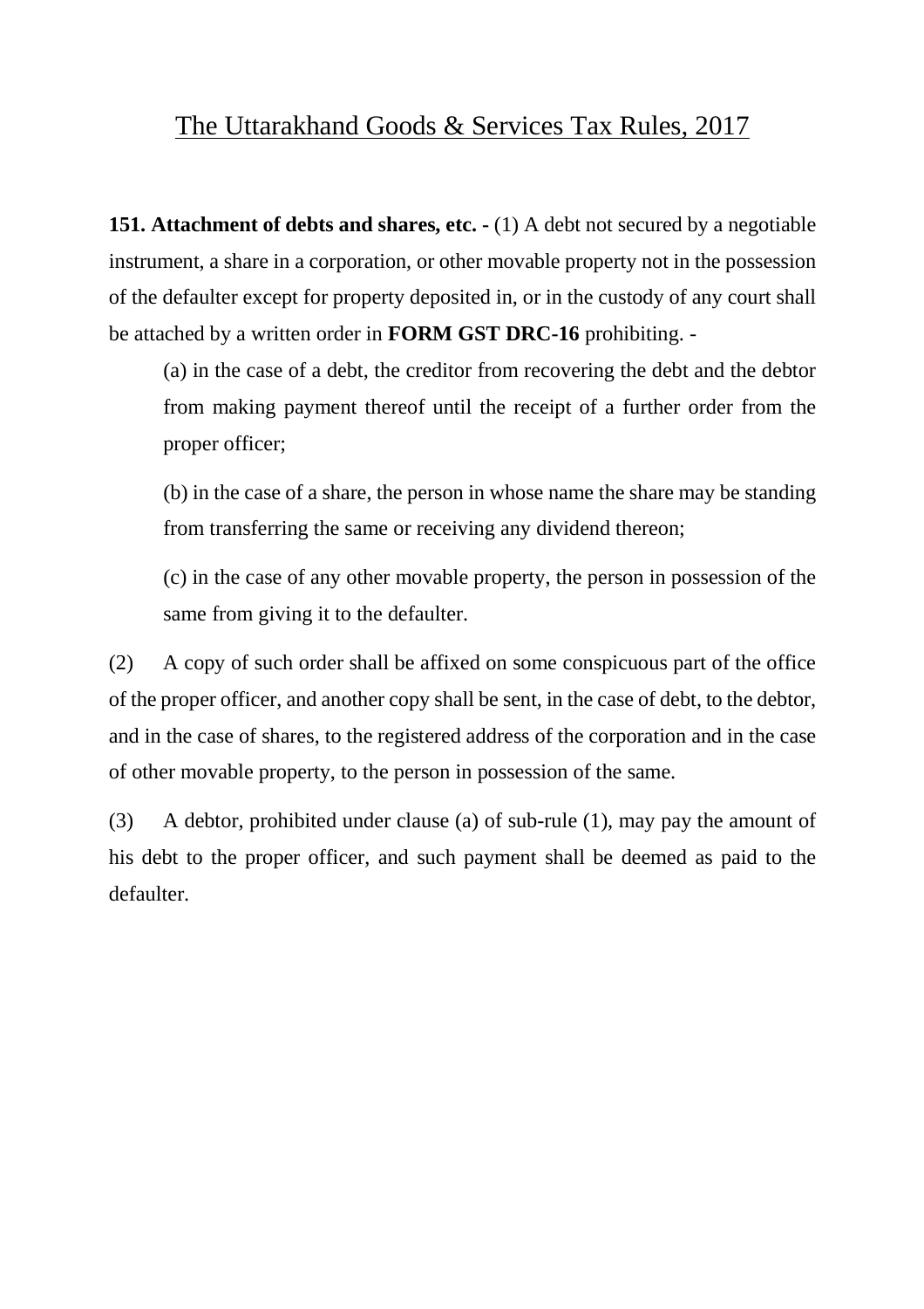The Uttarakhand Goods & Services Tax Rules, 2017

**151. Attachment of debts and shares, etc. -** (1) A debt not secured by a negotiable instrument, a share in a corporation, or other movable property not in the possession of the defaulter except for property deposited in, or in the custody of any court shall be attached by a written order in **FORM GST DRC-16** prohibiting. -

(a) in the case of a debt, the creditor from recovering the debt and the debtor from making payment thereof until the receipt of a further order from the proper officer;

(b) in the case of a share, the person in whose name the share may be standing from transferring the same or receiving any dividend thereon;

(c) in the case of any other movable property, the person in possession of the same from giving it to the defaulter.

(2) A copy of such order shall be affixed on some conspicuous part of the office of the proper officer, and another copy shall be sent, in the case of debt, to the debtor, and in the case of shares, to the registered address of the corporation and in the case of other movable property, to the person in possession of the same.

(3) A debtor, prohibited under clause (a) of sub-rule (1), may pay the amount of his debt to the proper officer, and such payment shall be deemed as paid to the defaulter.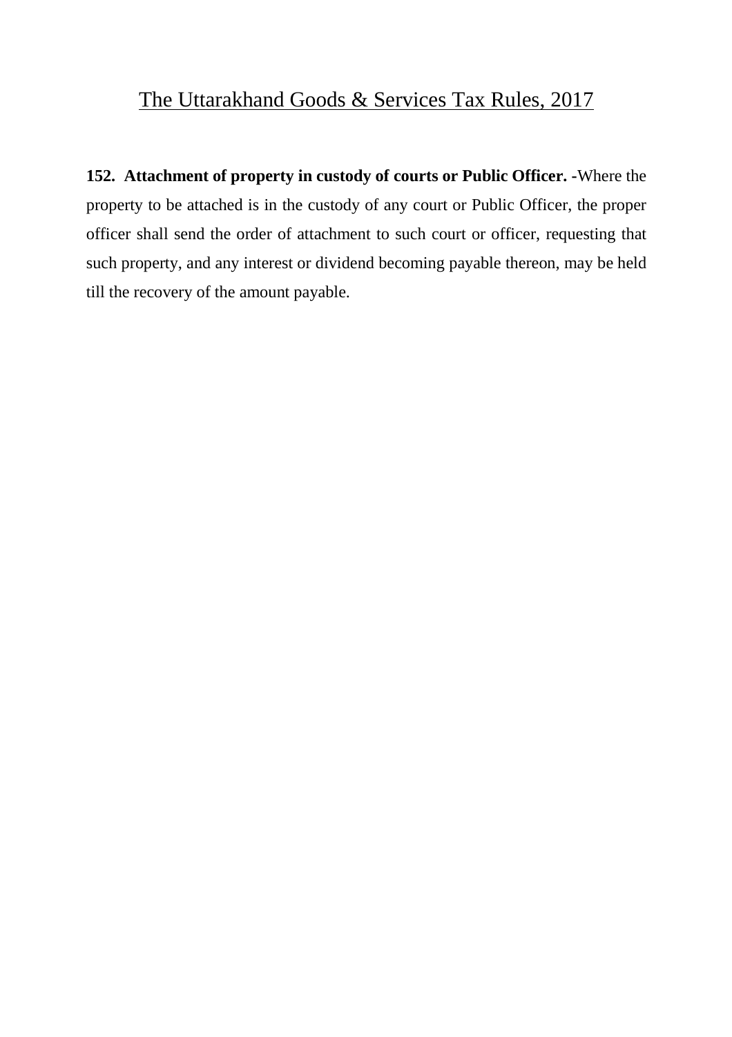The Uttarakhand Goods & Services Tax Rules, 2017

**152. Attachment of property in custody of courts or Public Officer. -**Where the property to be attached is in the custody of any court or Public Officer, the proper officer shall send the order of attachment to such court or officer, requesting that such property, and any interest or dividend becoming payable thereon, may be held till the recovery of the amount payable.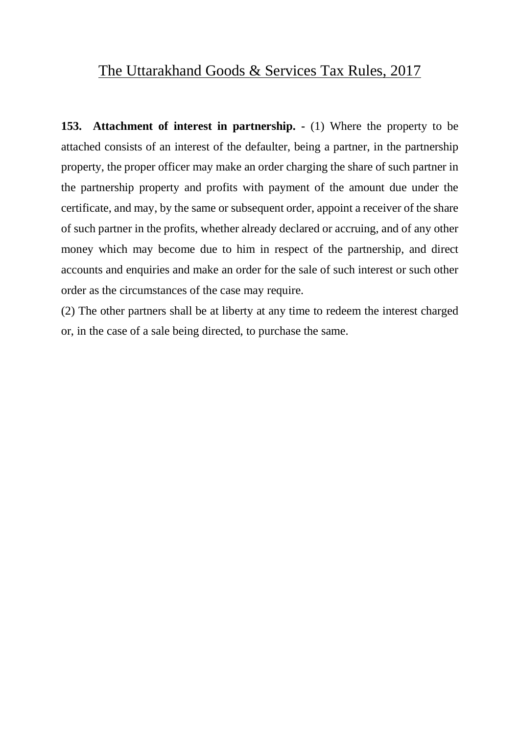The Uttarakhand Goods & Services Tax Rules, 2017

**153. Attachment of interest in partnership. -** (1) Where the property to be attached consists of an interest of the defaulter, being a partner, in the partnership property, the proper officer may make an order charging the share of such partner in the partnership property and profits with payment of the amount due under the certificate, and may, by the same or subsequent order, appoint a receiver of the share of such partner in the profits, whether already declared or accruing, and of any other money which may become due to him in respect of the partnership, and direct accounts and enquiries and make an order for the sale of such interest or such other order as the circumstances of the case may require.

(2) The other partners shall be at liberty at any time to redeem the interest charged or, in the case of a sale being directed, to purchase the same.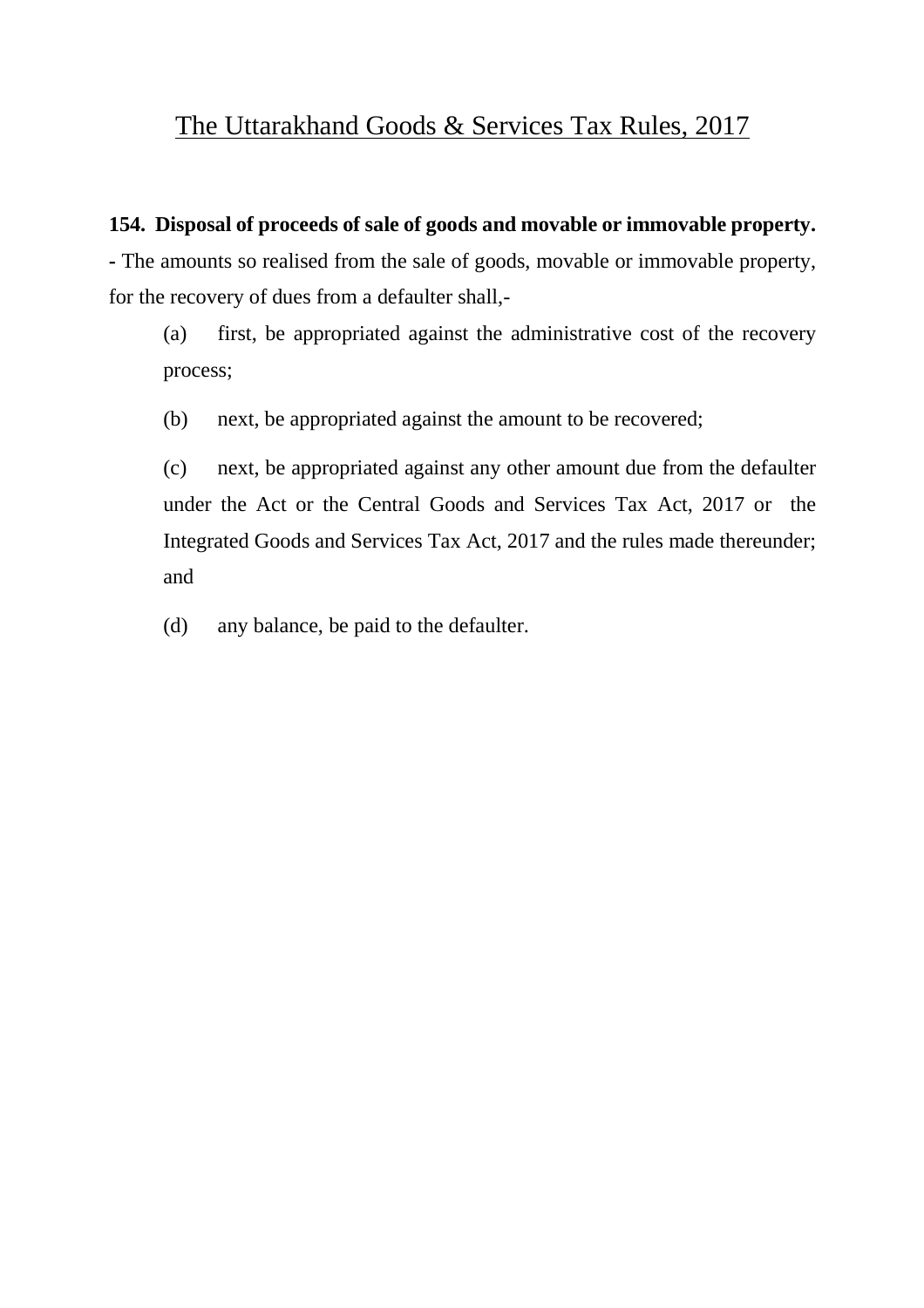# The Uttarakhand Goods & Services Tax Rules, 2017

**154. Disposal of proceeds of sale of goods and movable or immovable property.** - The amounts so realised from the sale of goods, movable or immovable property, for the recovery of dues from a defaulter shall,-

(a) first, be appropriated against the administrative cost of the recovery process;

(b) next, be appropriated against the amount to be recovered;

(c) next, be appropriated against any other amount due from the defaulter under the Act or the Central Goods and Services Tax Act, 2017 or the Integrated Goods and Services Tax Act, 2017 and the rules made thereunder; and

(d) any balance, be paid to the defaulter.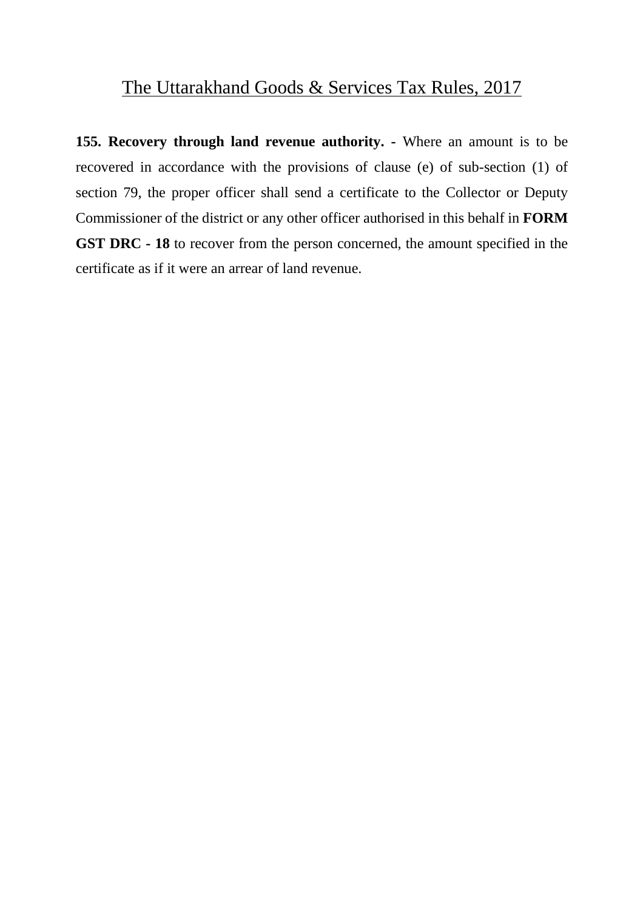**155. Recovery through land revenue authority. -** Where an amount is to be recovered in accordance with the provisions of clause (e) of sub-section (1) of section 79, the proper officer shall send a certificate to the Collector or Deputy Commissioner of the district or any other officer authorised in this behalf in **FORM GST DRC - 18** to recover from the person concerned, the amount specified in the certificate as if it were an arrear of land revenue.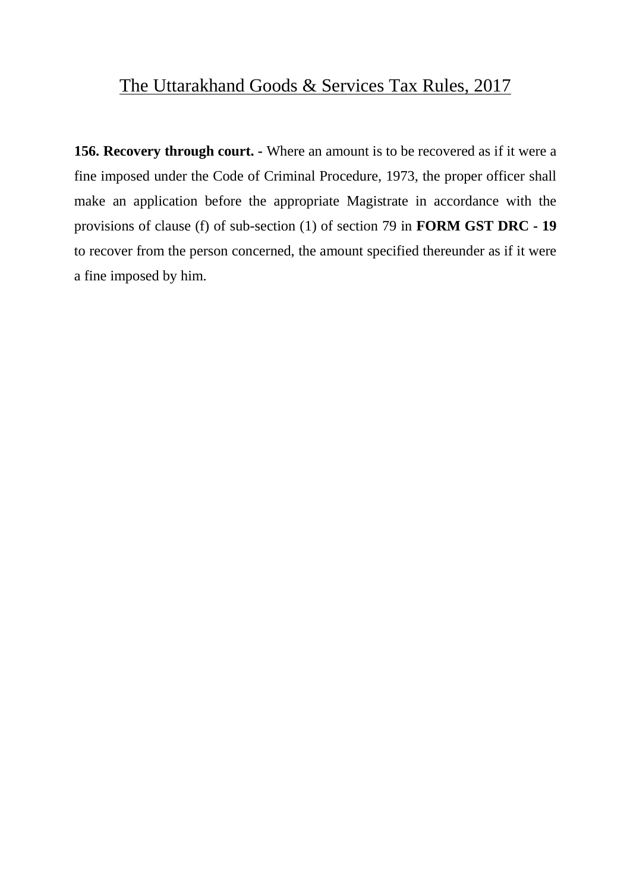**156. Recovery through court. -** Where an amount is to be recovered as if it were a fine imposed under the Code of Criminal Procedure, 1973, the proper officer shall make an application before the appropriate Magistrate in accordance with the provisions of clause (f) of sub-section (1) of section 79 in **FORM GST DRC - 19** to recover from the person concerned, the amount specified thereunder as if it were a fine imposed by him.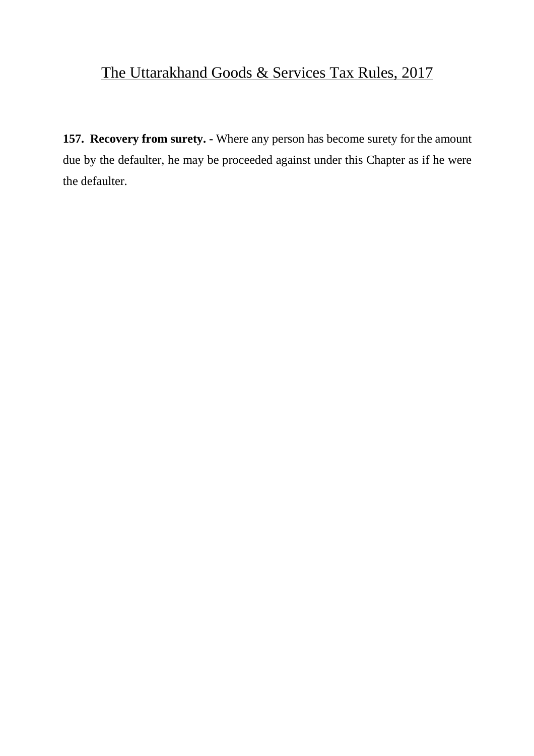The Uttarakhand Goods & Services Tax Rules, 2017

**157. Recovery from surety. -** Where any person has become surety for the amount due by the defaulter, he may be proceeded against under this Chapter as if he were the defaulter.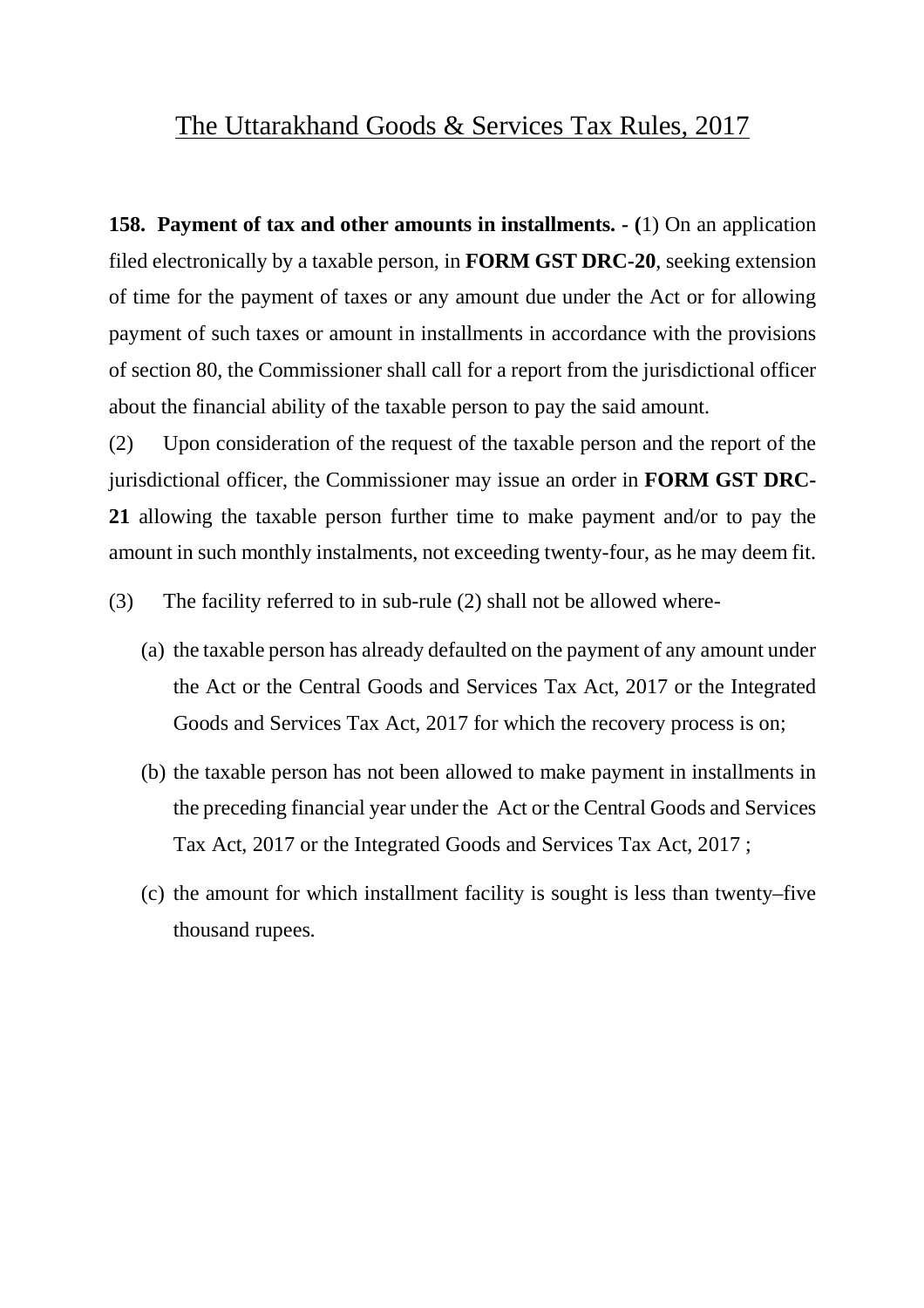## The Uttarakhand Goods & Services Tax Rules, 2017

**158. Payment of tax and other amounts in installments. - (**1) On an application filed electronically by a taxable person, in **FORM GST DRC-20**, seeking extension of time for the payment of taxes or any amount due under the Act or for allowing payment of such taxes or amount in installments in accordance with the provisions of section 80, the Commissioner shall call for a report from the jurisdictional officer about the financial ability of the taxable person to pay the said amount.

(2) Upon consideration of the request of the taxable person and the report of the jurisdictional officer, the Commissioner may issue an order in **FORM GST DRC-21** allowing the taxable person further time to make payment and/or to pay the amount in such monthly instalments, not exceeding twenty-four, as he may deem fit.

(3) The facility referred to in sub-rule (2) shall not be allowed where-

(a) the taxable person has already defaulted on the payment of any amount under the Act or the Central Goods and Services Tax Act, 2017 or the Integrated Goods and Services Tax Act, 2017 for which the recovery process is on;

(b) the taxable person has not been allowed to make payment in installments in the preceding financial year under the Act or the Central Goods and Services Tax Act, 2017 or the Integrated Goods and Services Tax Act, 2017 ;

(c) the amount for which installment facility is sought is less than twenty–five thousand rupees.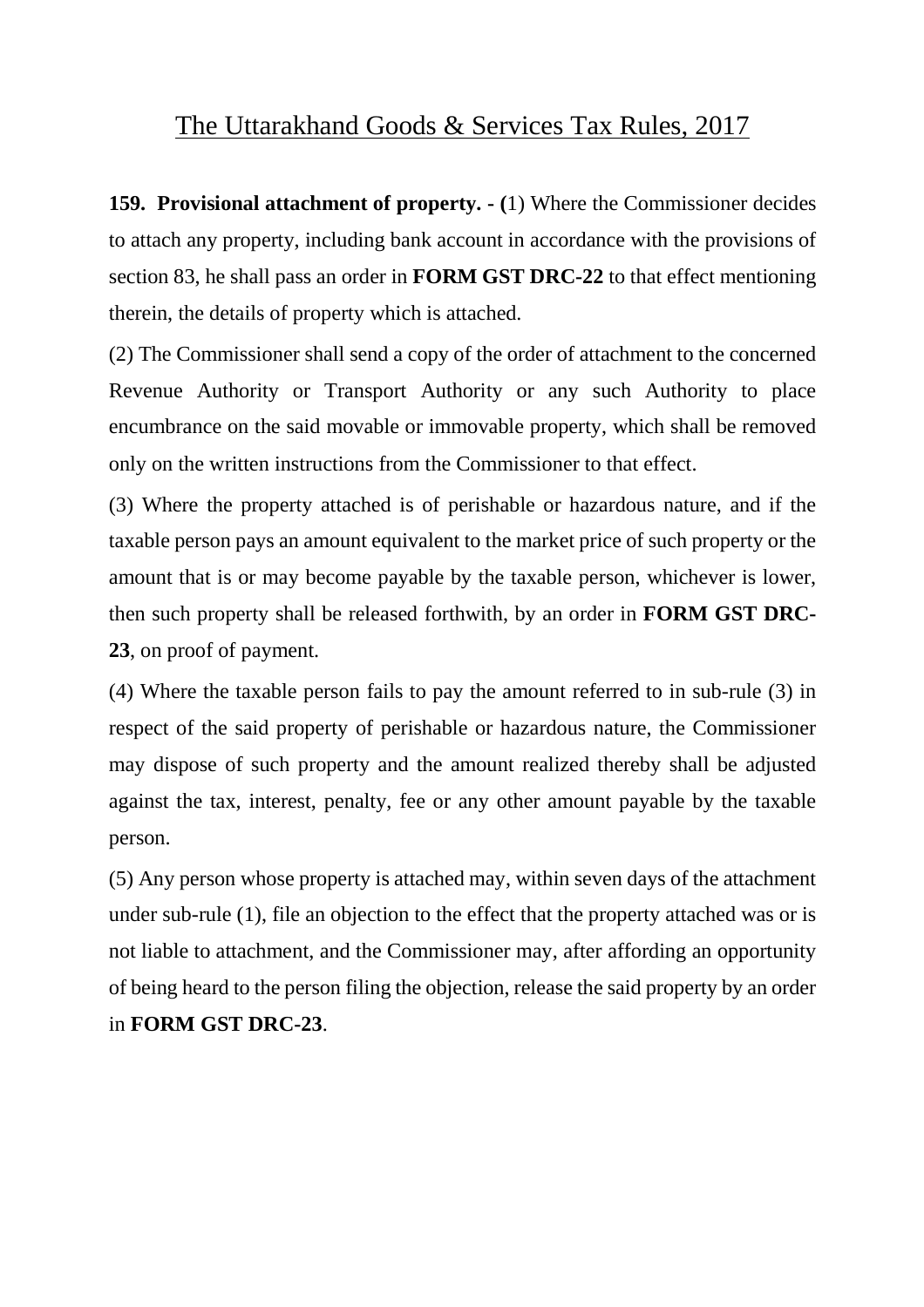## The Uttarakhand Goods & Services Tax Rules, 2017

**159. Provisional attachment of property. - (**1) Where the Commissioner decides to attach any property, including bank account in accordance with the provisions of section 83, he shall pass an order in **FORM GST DRC-22** to that effect mentioning therein, the details of property which is attached.

(2) The Commissioner shall send a copy of the order of attachment to the concerned Revenue Authority or Transport Authority or any such Authority to place encumbrance on the said movable or immovable property, which shall be removed only on the written instructions from the Commissioner to that effect.

(3) Where the property attached is of perishable or hazardous nature, and if the taxable person pays an amount equivalent to the market price of such property or the amount that is or may become payable by the taxable person, whichever is lower, then such property shall be released forthwith, by an order in **FORM GST DRC-23**, on proof of payment.

(4) Where the taxable person fails to pay the amount referred to in sub-rule (3) in respect of the said property of perishable or hazardous nature, the Commissioner may dispose of such property and the amount realized thereby shall be adjusted against the tax, interest, penalty, fee or any other amount payable by the taxable person.

(5) Any person whose property is attached may, within seven days of the attachment under sub-rule (1), file an objection to the effect that the property attached was or is not liable to attachment, and the Commissioner may, after affording an opportunity of being heard to the person filing the objection, release the said property by an order in **FORM GST DRC-23**.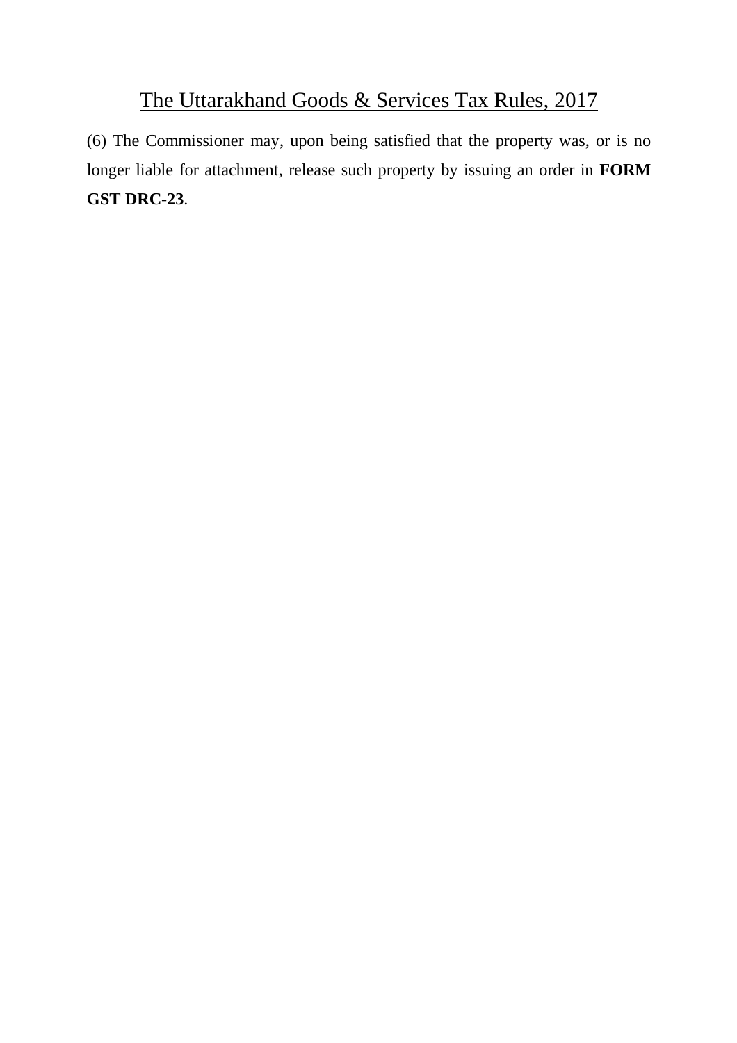(6) The Commissioner may, upon being satisfied that the property was, or is no longer liable for attachment, release such property by issuing an order in **FORM GST DRC-23**.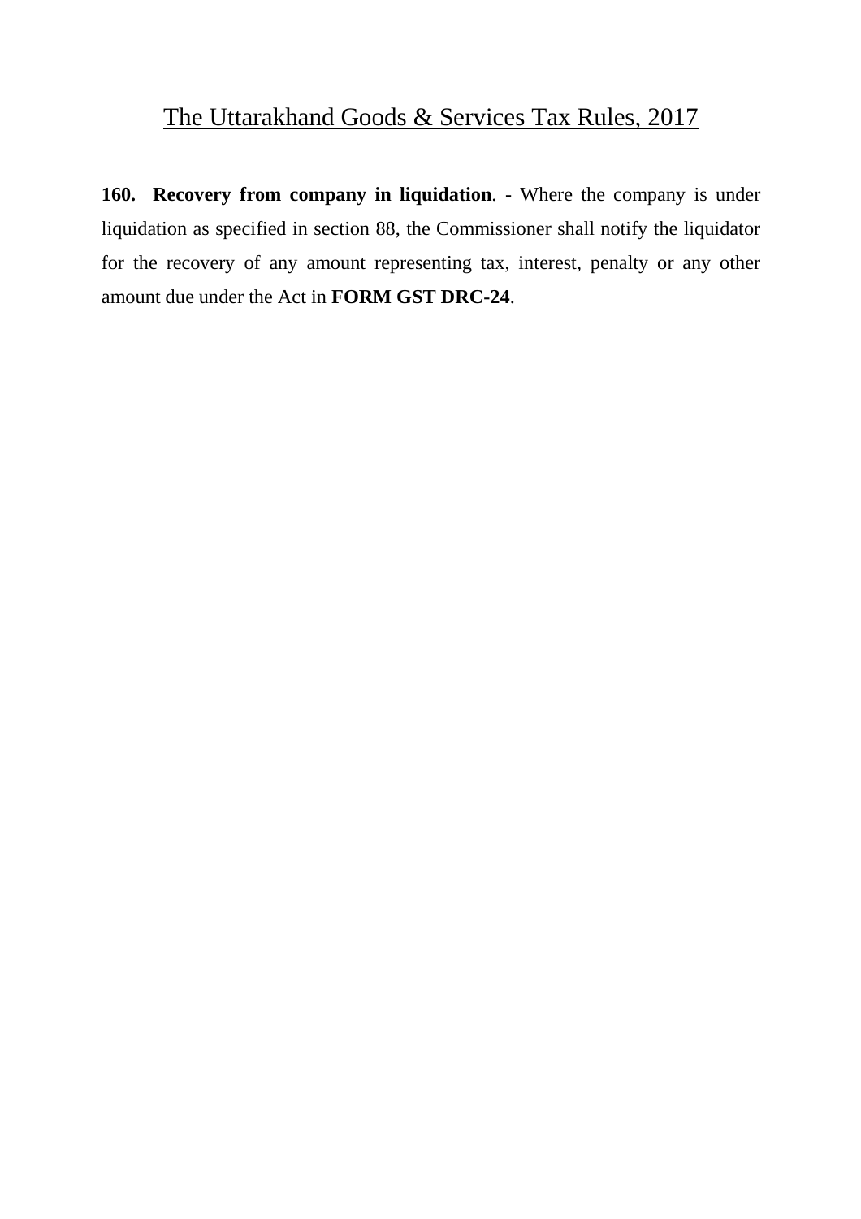The Uttarakhand Goods & Services Tax Rules, 2017

**160. Recovery from company in liquidation**. **-** Where the company is under liquidation as specified in section 88, the Commissioner shall notify the liquidator for the recovery of any amount representing tax, interest, penalty or any other amount due under the Act in **FORM GST DRC-24**.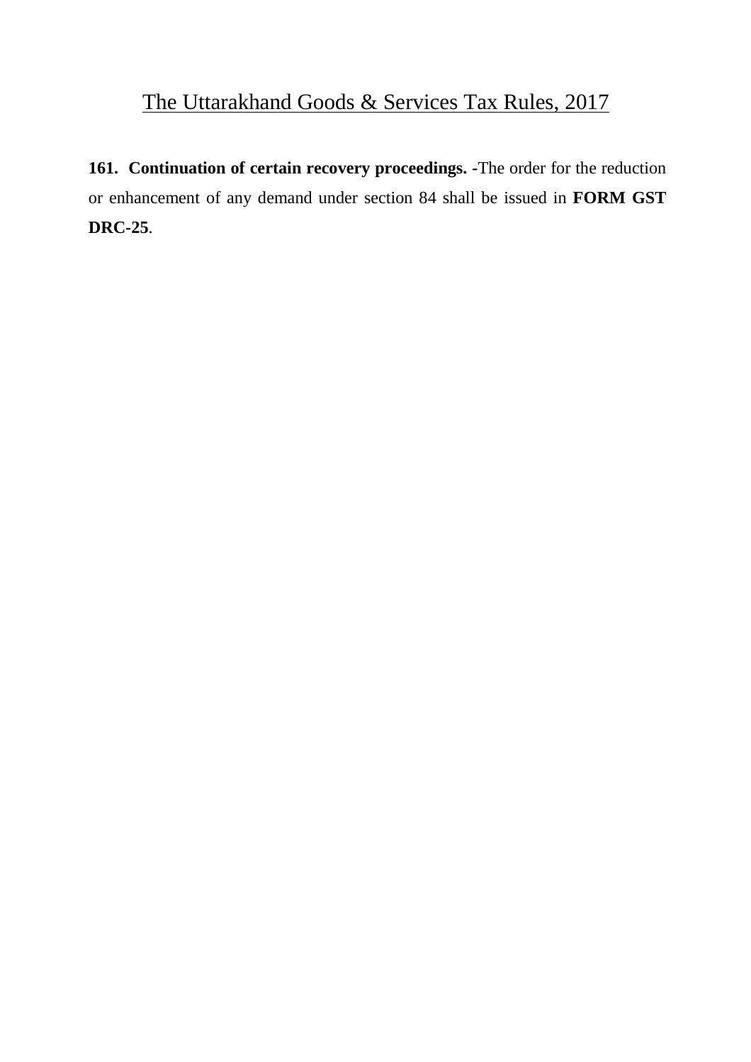# The Uttarakhand Goods & Services Tax Rules, 2017

**161. Continuation of certain recovery proceedings. -**The order for the reduction or enhancement of any demand under section 84 shall be issued in **FORM GST DRC-25**.